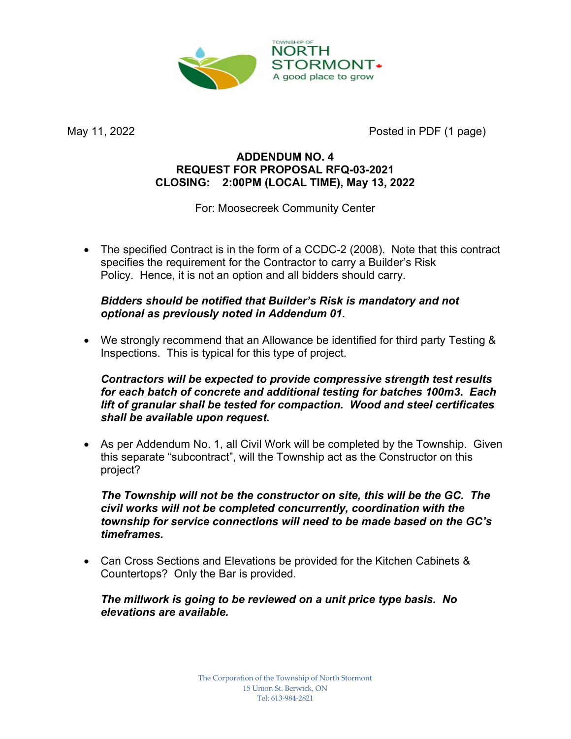TOWNSHIP OF NORTH STORMONT
A good place to grow

May 11, 2022 Posted in PDF (1 page)

**ADDENDUM NO. 4**
**REQUEST FOR PROPOSAL RFQ-03-2021**
**CLOSING: 2:00PM (LOCAL TIME), May 13, 2022**

For: Moosecreek Community Center

- The specified Contract is in the form of a CCDC-2 (2008). Note that this contract specifies the requirement for the Contractor to carry a Builder's Risk Policy. Hence, it is not an option and all bidders should carry.

  ***Bidders should be notified that Builder's Risk is mandatory and not optional as previously noted in Addendum 01.***

- We strongly recommend that an Allowance be identified for third party Testing & Inspections. This is typical for this type of project.

  ***Contractors will be expected to provide compressive strength test results for each batch of concrete and additional testing for batches 100m3. Each lift of granular shall be tested for compaction. Wood and steel certificates shall be available upon request.***

- As per Addendum No. 1, all Civil Work will be completed by the Township. Given this separate "subcontract", will the Township act as the Constructor on this project?

  ***The Township will not be the constructor on site, this will be the GC. The civil works will not be completed concurrently, coordination with the township for service connections will need to be made based on the GC's timeframes.***

- Can Cross Sections and Elevations be provided for the Kitchen Cabinets & Countertops? Only the Bar is provided.

  ***The millwork is going to be reviewed on a unit price type basis. No elevations are available.***

The Corporation of the Township of North Stormont
15 Union St. Berwick, ON
Tel: 613-984-2821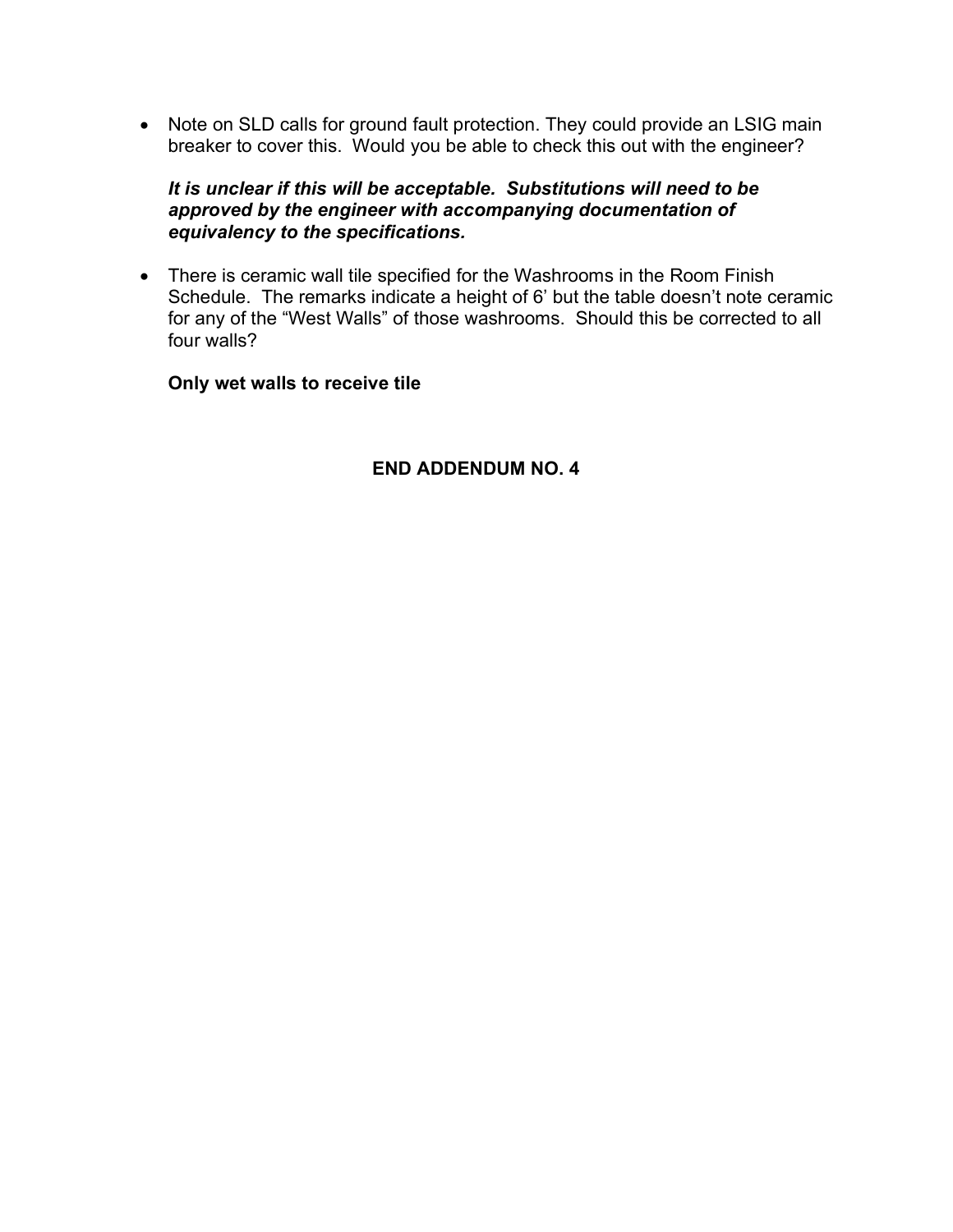- Note on SLD calls for ground fault protection. They could provide an LSIG main breaker to cover this. Would you be able to check this out with the engineer?

  ***It is unclear if this will be acceptable. Substitutions will need to be approved by the engineer with accompanying documentation of equivalency to the specifications.***

- There is ceramic wall tile specified for the Washrooms in the Room Finish Schedule. The remarks indicate a height of 6' but the table doesn't note ceramic for any of the "West Walls" of those washrooms. Should this be corrected to all four walls?

  **Only wet walls to receive tile**

**END ADDENDUM NO. 4**